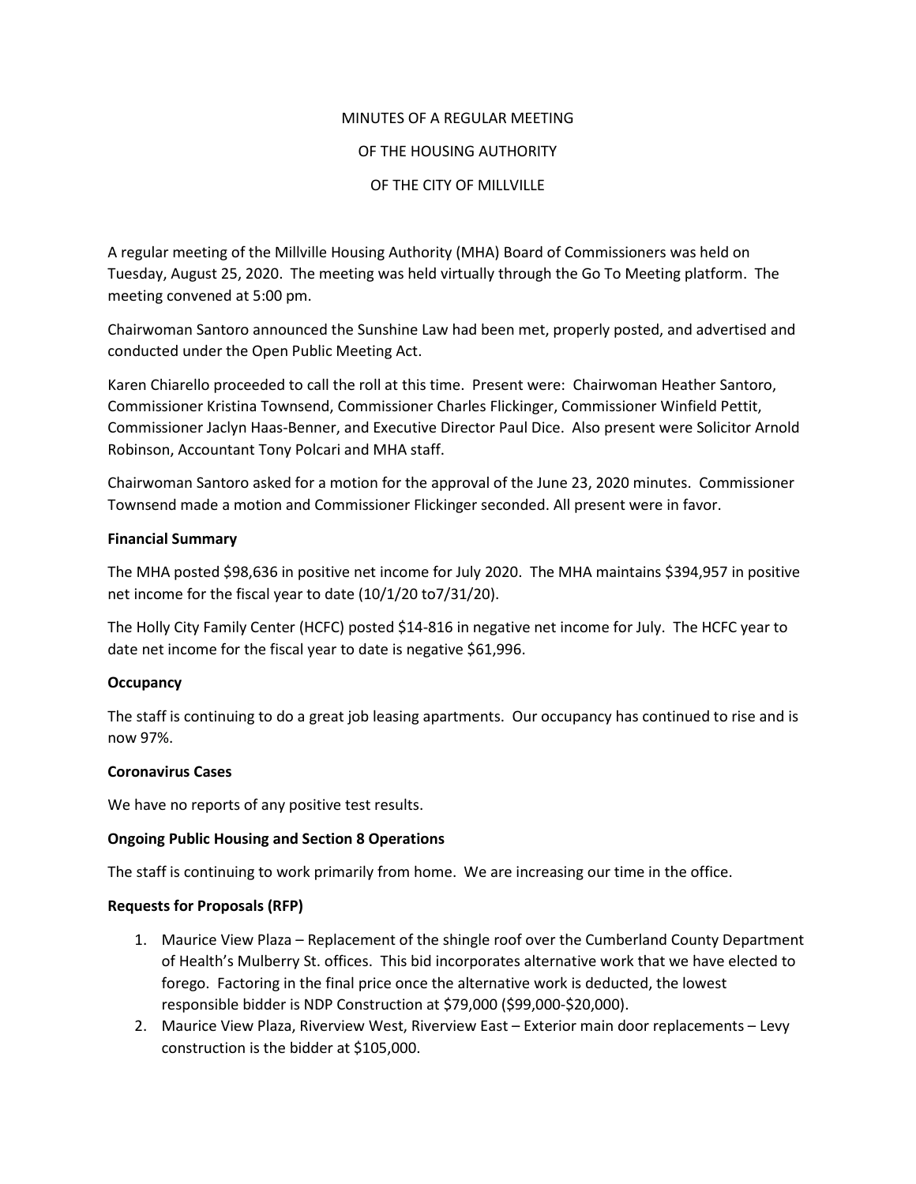MINUTES OF A REGULAR MEETING

OF THE HOUSING AUTHORITY

OF THE CITY OF MILLVILLE

A regular meeting of the Millville Housing Authority (MHA) Board of Commissioners was held on Tuesday, August 25, 2020. The meeting was held virtually through the Go To Meeting platform. The meeting convened at 5:00 pm.

Chairwoman Santoro announced the Sunshine Law had been met, properly posted, and advertised and conducted under the Open Public Meeting Act.

Karen Chiarello proceeded to call the roll at this time. Present were: Chairwoman Heather Santoro, Commissioner Kristina Townsend, Commissioner Charles Flickinger, Commissioner Winfield Pettit, Commissioner Jaclyn Haas-Benner, and Executive Director Paul Dice. Also present were Solicitor Arnold Robinson, Accountant Tony Polcari and MHA staff.

Chairwoman Santoro asked for a motion for the approval of the June 23, 2020 minutes. Commissioner Townsend made a motion and Commissioner Flickinger seconded. All present were in favor.

**Financial Summary**

The MHA posted $98,636 in positive net income for July 2020. The MHA maintains $394,957 in positive net income for the fiscal year to date (10/1/20 to7/31/20).

The Holly City Family Center (HCFC) posted $14-816 in negative net income for July. The HCFC year to date net income for the fiscal year to date is negative $61,996.

**Occupancy**

The staff is continuing to do a great job leasing apartments. Our occupancy has continued to rise and is now 97%.

**Coronavirus Cases**

We have no reports of any positive test results.

**Ongoing Public Housing and Section 8 Operations**

The staff is continuing to work primarily from home. We are increasing our time in the office.

**Requests for Proposals (RFP)**

1. Maurice View Plaza – Replacement of the shingle roof over the Cumberland County Department of Health's Mulberry St. offices. This bid incorporates alternative work that we have elected to forego. Factoring in the final price once the alternative work is deducted, the lowest responsible bidder is NDP Construction at $79,000 ($99,000-$20,000).
2. Maurice View Plaza, Riverview West, Riverview East – Exterior main door replacements – Levy construction is the bidder at $105,000.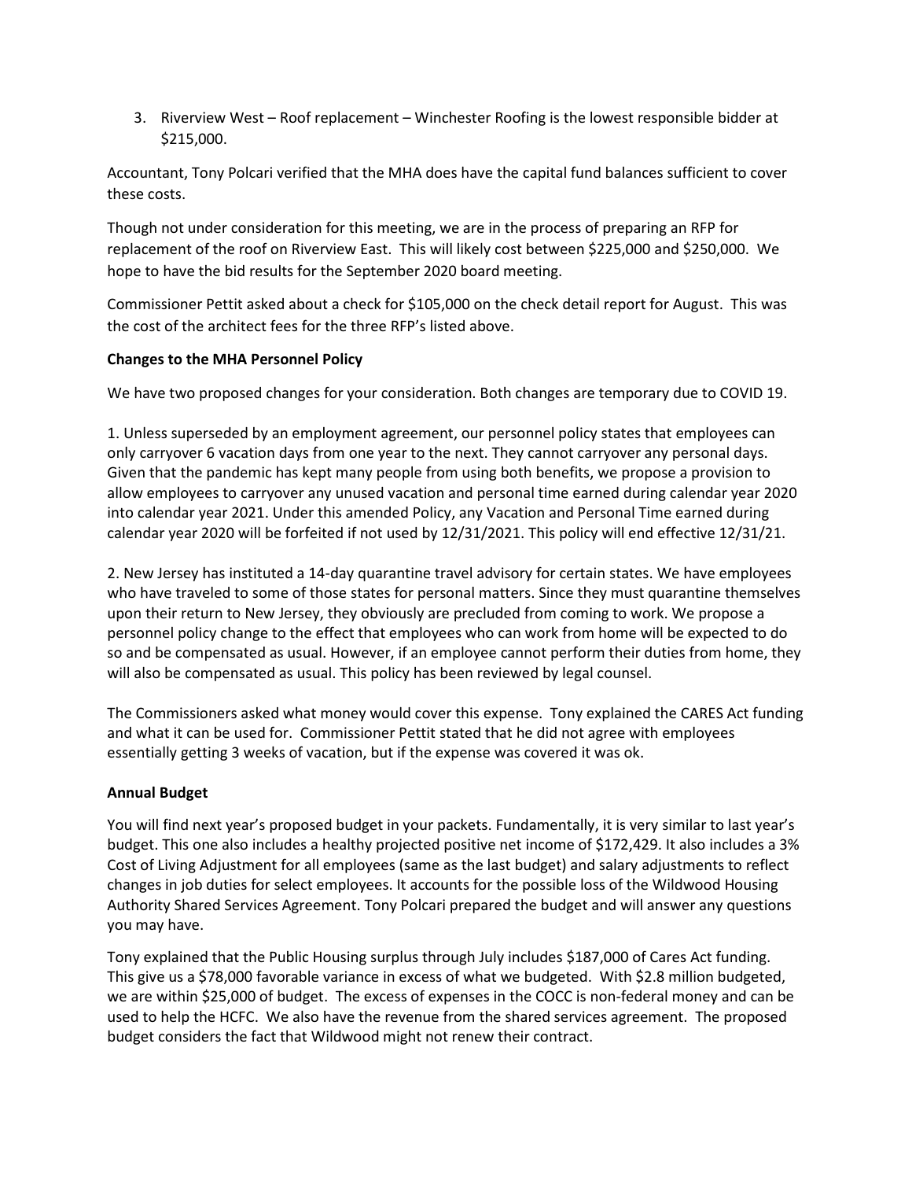3. Riverview West – Roof replacement – Winchester Roofing is the lowest responsible bidder at $215,000.

Accountant, Tony Polcari verified that the MHA does have the capital fund balances sufficient to cover these costs.

Though not under consideration for this meeting, we are in the process of preparing an RFP for replacement of the roof on Riverview East. This will likely cost between $225,000 and $250,000. We hope to have the bid results for the September 2020 board meeting.

Commissioner Pettit asked about a check for $105,000 on the check detail report for August. This was the cost of the architect fees for the three RFP's listed above.

**Changes to the MHA Personnel Policy**

We have two proposed changes for your consideration. Both changes are temporary due to COVID 19.

1. Unless superseded by an employment agreement, our personnel policy states that employees can only carryover 6 vacation days from one year to the next. They cannot carryover any personal days. Given that the pandemic has kept many people from using both benefits, we propose a provision to allow employees to carryover any unused vacation and personal time earned during calendar year 2020 into calendar year 2021. Under this amended Policy, any Vacation and Personal Time earned during calendar year 2020 will be forfeited if not used by 12/31/2021. This policy will end effective 12/31/21.

2. New Jersey has instituted a 14-day quarantine travel advisory for certain states. We have employees who have traveled to some of those states for personal matters. Since they must quarantine themselves upon their return to New Jersey, they obviously are precluded from coming to work. We propose a personnel policy change to the effect that employees who can work from home will be expected to do so and be compensated as usual. However, if an employee cannot perform their duties from home, they will also be compensated as usual. This policy has been reviewed by legal counsel.

The Commissioners asked what money would cover this expense. Tony explained the CARES Act funding and what it can be used for. Commissioner Pettit stated that he did not agree with employees essentially getting 3 weeks of vacation, but if the expense was covered it was ok.

**Annual Budget**

You will find next year's proposed budget in your packets. Fundamentally, it is very similar to last year's budget. This one also includes a healthy projected positive net income of $172,429. It also includes a 3% Cost of Living Adjustment for all employees (same as the last budget) and salary adjustments to reflect changes in job duties for select employees. It accounts for the possible loss of the Wildwood Housing Authority Shared Services Agreement. Tony Polcari prepared the budget and will answer any questions you may have.

Tony explained that the Public Housing surplus through July includes $187,000 of Cares Act funding. This give us a $78,000 favorable variance in excess of what we budgeted. With $2.8 million budgeted, we are within $25,000 of budget. The excess of expenses in the COCC is non-federal money and can be used to help the HCFC. We also have the revenue from the shared services agreement. The proposed budget considers the fact that Wildwood might not renew their contract.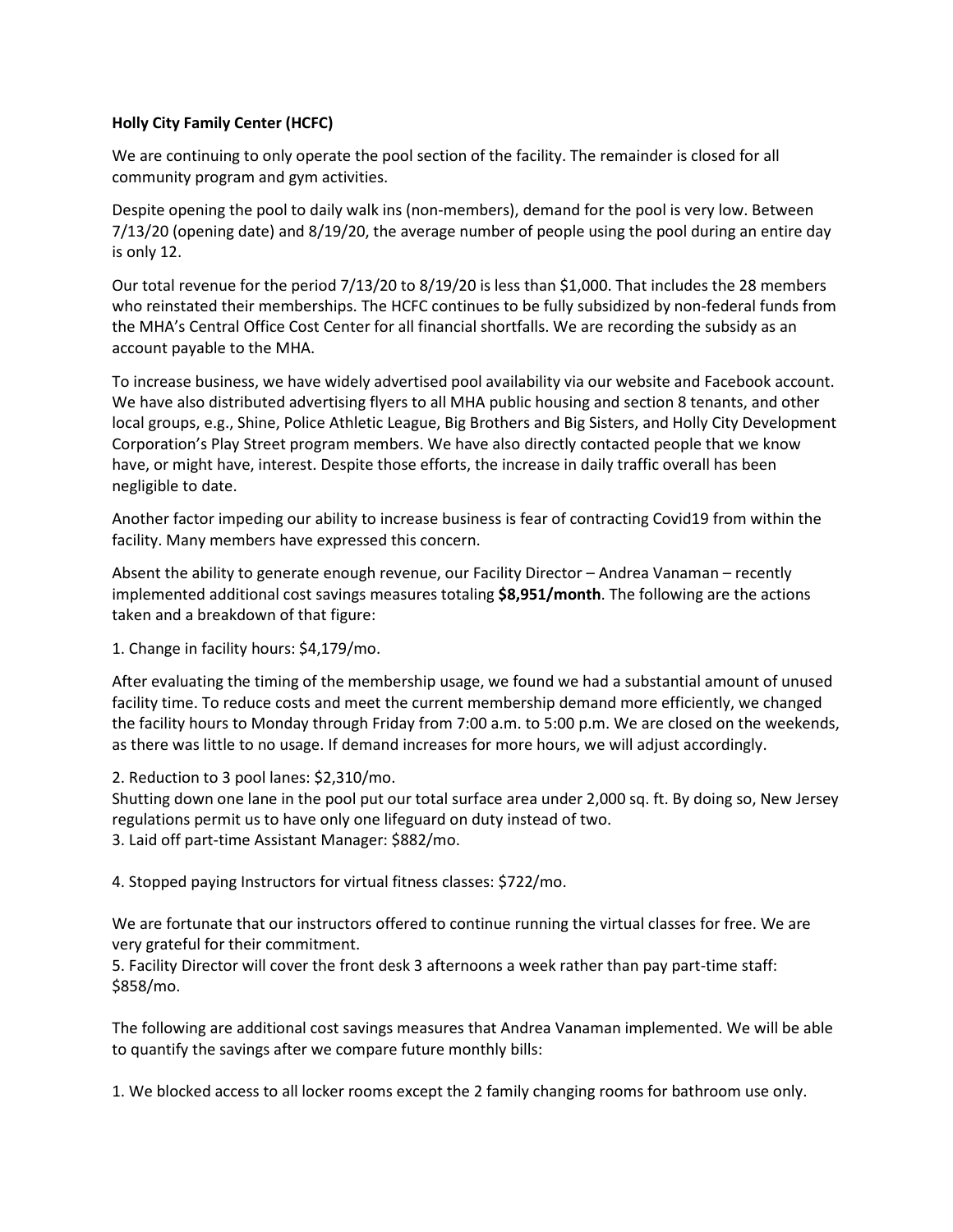**Holly City Family Center (HCFC)**

We are continuing to only operate the pool section of the facility. The remainder is closed for all community program and gym activities.

Despite opening the pool to daily walk ins (non-members), demand for the pool is very low. Between 7/13/20 (opening date) and 8/19/20, the average number of people using the pool during an entire day is only 12.

Our total revenue for the period 7/13/20 to 8/19/20 is less than $1,000. That includes the 28 members who reinstated their memberships. The HCFC continues to be fully subsidized by non-federal funds from the MHA's Central Office Cost Center for all financial shortfalls. We are recording the subsidy as an account payable to the MHA.

To increase business, we have widely advertised pool availability via our website and Facebook account. We have also distributed advertising flyers to all MHA public housing and section 8 tenants, and other local groups, e.g., Shine, Police Athletic League, Big Brothers and Big Sisters, and Holly City Development Corporation's Play Street program members. We have also directly contacted people that we know have, or might have, interest. Despite those efforts, the increase in daily traffic overall has been negligible to date.

Another factor impeding our ability to increase business is fear of contracting Covid19 from within the facility. Many members have expressed this concern.

Absent the ability to generate enough revenue, our Facility Director – Andrea Vanaman – recently implemented additional cost savings measures totaling **$8,951/month**. The following are the actions taken and a breakdown of that figure:

1. Change in facility hours: $4,179/mo.

After evaluating the timing of the membership usage, we found we had a substantial amount of unused facility time. To reduce costs and meet the current membership demand more efficiently, we changed the facility hours to Monday through Friday from 7:00 a.m. to 5:00 p.m. We are closed on the weekends, as there was little to no usage. If demand increases for more hours, we will adjust accordingly.

2. Reduction to 3 pool lanes: $2,310/mo.

Shutting down one lane in the pool put our total surface area under 2,000 sq. ft. By doing so, New Jersey regulations permit us to have only one lifeguard on duty instead of two.

3. Laid off part-time Assistant Manager: $882/mo.

4. Stopped paying Instructors for virtual fitness classes: $722/mo.

We are fortunate that our instructors offered to continue running the virtual classes for free. We are very grateful for their commitment.

5. Facility Director will cover the front desk 3 afternoons a week rather than pay part-time staff: $858/mo.

The following are additional cost savings measures that Andrea Vanaman implemented. We will be able to quantify the savings after we compare future monthly bills:

1. We blocked access to all locker rooms except the 2 family changing rooms for bathroom use only.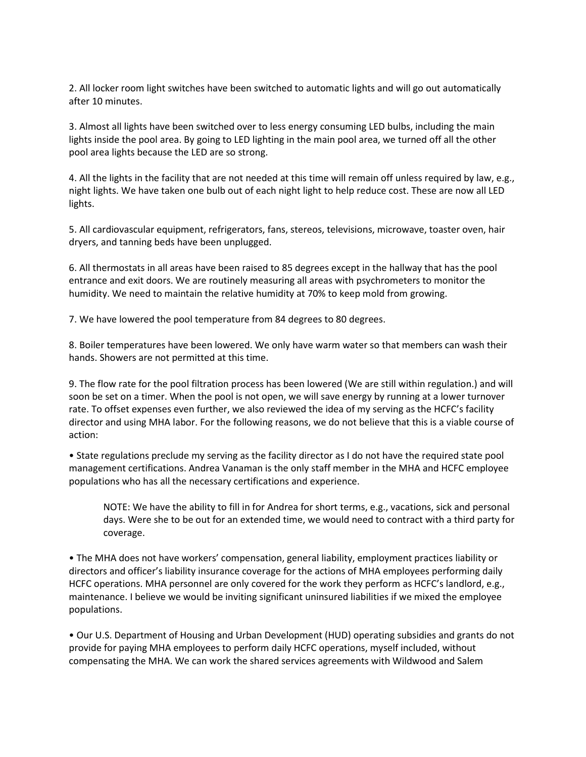2. All locker room light switches have been switched to automatic lights and will go out automatically after 10 minutes.

3. Almost all lights have been switched over to less energy consuming LED bulbs, including the main lights inside the pool area. By going to LED lighting in the main pool area, we turned off all the other pool area lights because the LED are so strong.

4. All the lights in the facility that are not needed at this time will remain off unless required by law, e.g., night lights. We have taken one bulb out of each night light to help reduce cost. These are now all LED lights.

5. All cardiovascular equipment, refrigerators, fans, stereos, televisions, microwave, toaster oven, hair dryers, and tanning beds have been unplugged.

6. All thermostats in all areas have been raised to 85 degrees except in the hallway that has the pool entrance and exit doors. We are routinely measuring all areas with psychrometers to monitor the humidity. We need to maintain the relative humidity at 70% to keep mold from growing.

7. We have lowered the pool temperature from 84 degrees to 80 degrees.

8. Boiler temperatures have been lowered. We only have warm water so that members can wash their hands. Showers are not permitted at this time.

9. The flow rate for the pool filtration process has been lowered (We are still within regulation.) and will soon be set on a timer. When the pool is not open, we will save energy by running at a lower turnover rate. To offset expenses even further, we also reviewed the idea of my serving as the HCFC's facility director and using MHA labor. For the following reasons, we do not believe that this is a viable course of action:

- State regulations preclude my serving as the facility director as I do not have the required state pool management certifications. Andrea Vanaman is the only staff member in the MHA and HCFC employee populations who has all the necessary certifications and experience.

  > NOTE: We have the ability to fill in for Andrea for short terms, e.g., vacations, sick and personal days. Were she to be out for an extended time, we would need to contract with a third party for coverage.

- The MHA does not have workers' compensation, general liability, employment practices liability or directors and officer's liability insurance coverage for the actions of MHA employees performing daily HCFC operations. MHA personnel are only covered for the work they perform as HCFC's landlord, e.g., maintenance. I believe we would be inviting significant uninsured liabilities if we mixed the employee populations.

- Our U.S. Department of Housing and Urban Development (HUD) operating subsidies and grants do not provide for paying MHA employees to perform daily HCFC operations, myself included, without compensating the MHA. We can work the shared services agreements with Wildwood and Salem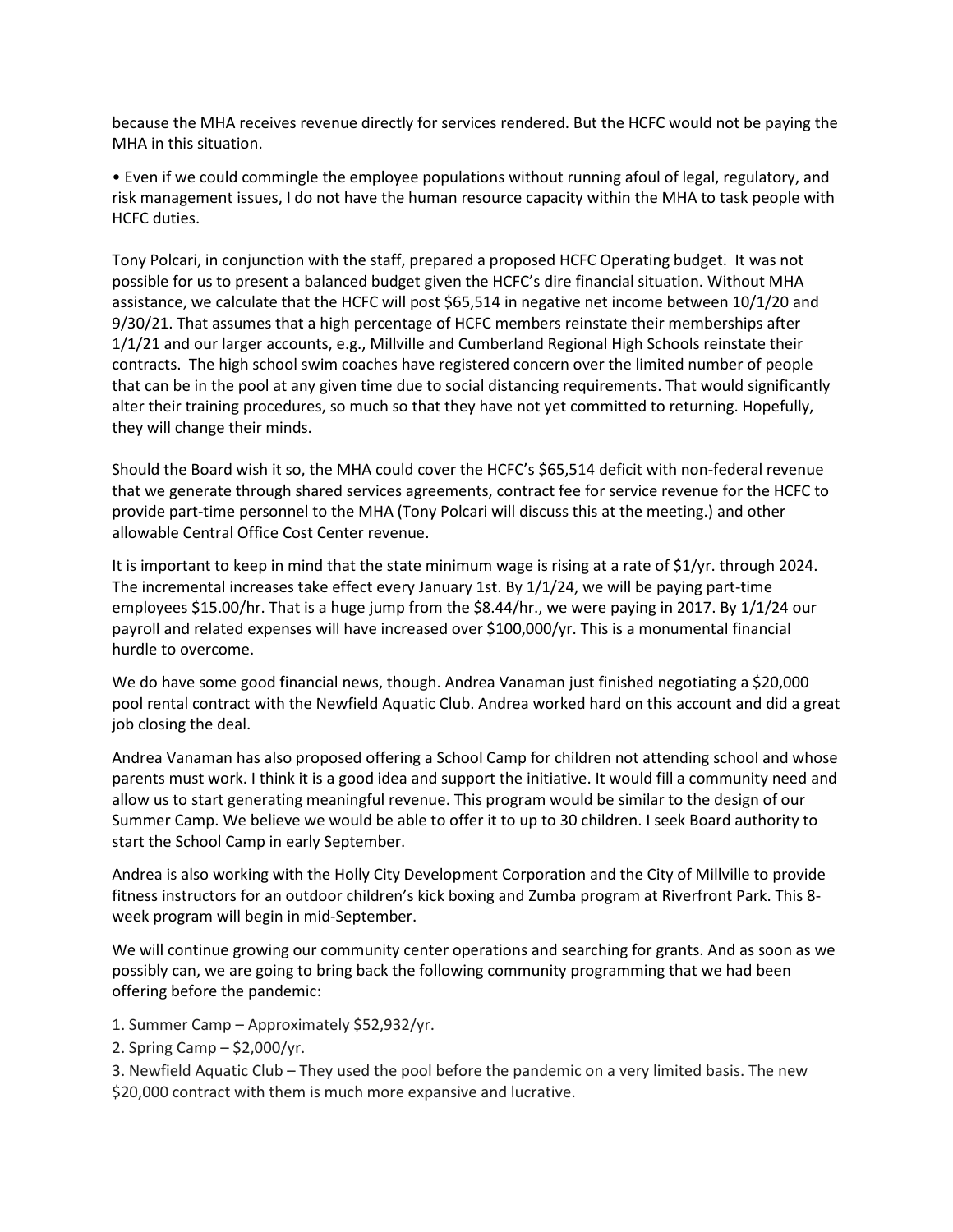because the MHA receives revenue directly for services rendered. But the HCFC would not be paying the MHA in this situation.

• Even if we could commingle the employee populations without running afoul of legal, regulatory, and risk management issues, I do not have the human resource capacity within the MHA to task people with HCFC duties.

Tony Polcari, in conjunction with the staff, prepared a proposed HCFC Operating budget. It was not possible for us to present a balanced budget given the HCFC's dire financial situation. Without MHA assistance, we calculate that the HCFC will post $65,514 in negative net income between 10/1/20 and 9/30/21. That assumes that a high percentage of HCFC members reinstate their memberships after 1/1/21 and our larger accounts, e.g., Millville and Cumberland Regional High Schools reinstate their contracts. The high school swim coaches have registered concern over the limited number of people that can be in the pool at any given time due to social distancing requirements. That would significantly alter their training procedures, so much so that they have not yet committed to returning. Hopefully, they will change their minds.

Should the Board wish it so, the MHA could cover the HCFC's $65,514 deficit with non-federal revenue that we generate through shared services agreements, contract fee for service revenue for the HCFC to provide part-time personnel to the MHA (Tony Polcari will discuss this at the meeting.) and other allowable Central Office Cost Center revenue.

It is important to keep in mind that the state minimum wage is rising at a rate of $1/yr. through 2024. The incremental increases take effect every January 1st. By 1/1/24, we will be paying part-time employees $15.00/hr. That is a huge jump from the $8.44/hr., we were paying in 2017. By 1/1/24 our payroll and related expenses will have increased over $100,000/yr. This is a monumental financial hurdle to overcome.

We do have some good financial news, though. Andrea Vanaman just finished negotiating a $20,000 pool rental contract with the Newfield Aquatic Club. Andrea worked hard on this account and did a great job closing the deal.

Andrea Vanaman has also proposed offering a School Camp for children not attending school and whose parents must work. I think it is a good idea and support the initiative. It would fill a community need and allow us to start generating meaningful revenue. This program would be similar to the design of our Summer Camp. We believe we would be able to offer it to up to 30 children. I seek Board authority to start the School Camp in early September.

Andrea is also working with the Holly City Development Corporation and the City of Millville to provide fitness instructors for an outdoor children's kick boxing and Zumba program at Riverfront Park. This 8-week program will begin in mid-September.

We will continue growing our community center operations and searching for grants. And as soon as we possibly can, we are going to bring back the following community programming that we had been offering before the pandemic:

1. Summer Camp – Approximately $52,932/yr.
2. Spring Camp – $2,000/yr.
3. Newfield Aquatic Club – They used the pool before the pandemic on a very limited basis. The new $20,000 contract with them is much more expansive and lucrative.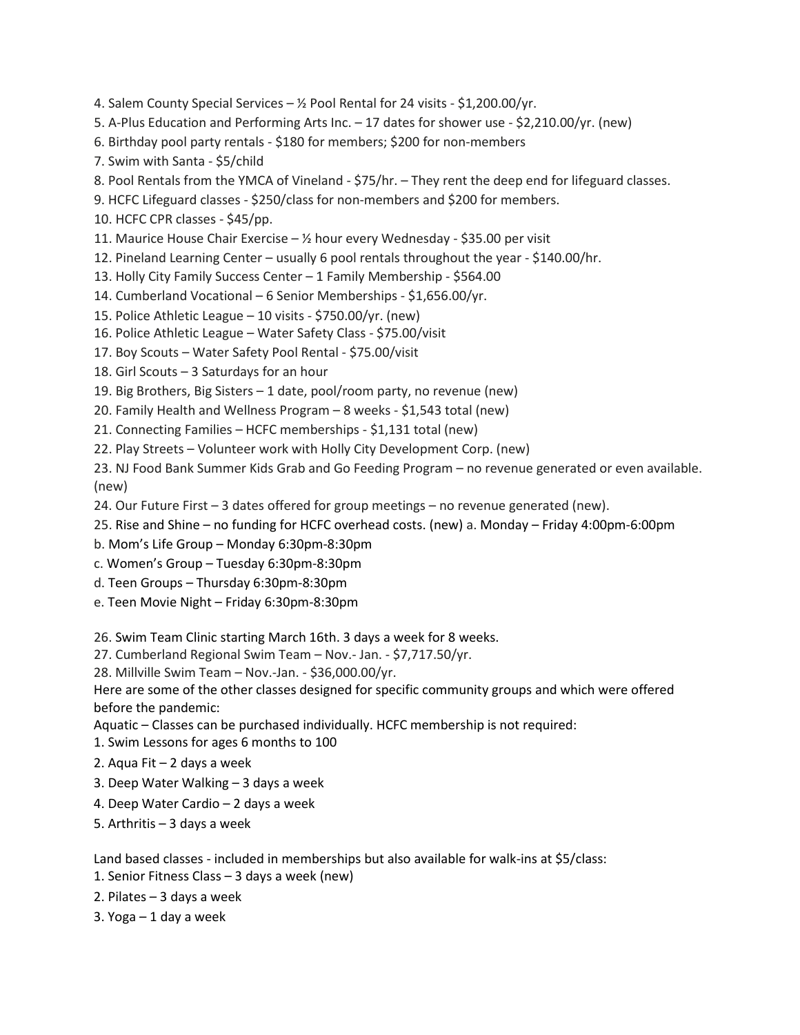4. Salem County Special Services – ½ Pool Rental for 24 visits - $1,200.00/yr.
5. A-Plus Education and Performing Arts Inc. – 17 dates for shower use - $2,210.00/yr. (new)
6. Birthday pool party rentals - $180 for members; $200 for non-members
7. Swim with Santa - $5/child
8. Pool Rentals from the YMCA of Vineland - $75/hr. – They rent the deep end for lifeguard classes.
9. HCFC Lifeguard classes - $250/class for non-members and $200 for members.
10. HCFC CPR classes - $45/pp.
11. Maurice House Chair Exercise – ½ hour every Wednesday - $35.00 per visit
12. Pineland Learning Center – usually 6 pool rentals throughout the year - $140.00/hr.
13. Holly City Family Success Center – 1 Family Membership - $564.00
14. Cumberland Vocational – 6 Senior Memberships - $1,656.00/yr.
15. Police Athletic League – 10 visits - $750.00/yr. (new)
16. Police Athletic League – Water Safety Class - $75.00/visit
17. Boy Scouts – Water Safety Pool Rental - $75.00/visit
18. Girl Scouts – 3 Saturdays for an hour
19. Big Brothers, Big Sisters – 1 date, pool/room party, no revenue (new)
20. Family Health and Wellness Program – 8 weeks - $1,543 total (new)
21. Connecting Families – HCFC memberships - $1,131 total (new)
22. Play Streets – Volunteer work with Holly City Development Corp. (new)
23. NJ Food Bank Summer Kids Grab and Go Feeding Program – no revenue generated or even available. (new)
24. Our Future First – 3 dates offered for group meetings – no revenue generated (new).
25. Rise and Shine – no funding for HCFC overhead costs. (new) a. Monday – Friday 4:00pm-6:00pm
b. Mom's Life Group – Monday 6:30pm-8:30pm
c. Women's Group – Tuesday 6:30pm-8:30pm
d. Teen Groups – Thursday 6:30pm-8:30pm
e. Teen Movie Night – Friday 6:30pm-8:30pm

26. Swim Team Clinic starting March 16th. 3 days a week for 8 weeks.
27. Cumberland Regional Swim Team – Nov.- Jan. - $7,717.50/yr.
28. Millville Swim Team – Nov.-Jan. - $36,000.00/yr.

Here are some of the other classes designed for specific community groups and which were offered before the pandemic:

Aquatic – Classes can be purchased individually. HCFC membership is not required:

1. Swim Lessons for ages 6 months to 100
2. Aqua Fit – 2 days a week
3. Deep Water Walking – 3 days a week
4. Deep Water Cardio – 2 days a week
5. Arthritis – 3 days a week

Land based classes - included in memberships but also available for walk-ins at $5/class:

1. Senior Fitness Class – 3 days a week (new)
2. Pilates – 3 days a week
3. Yoga – 1 day a week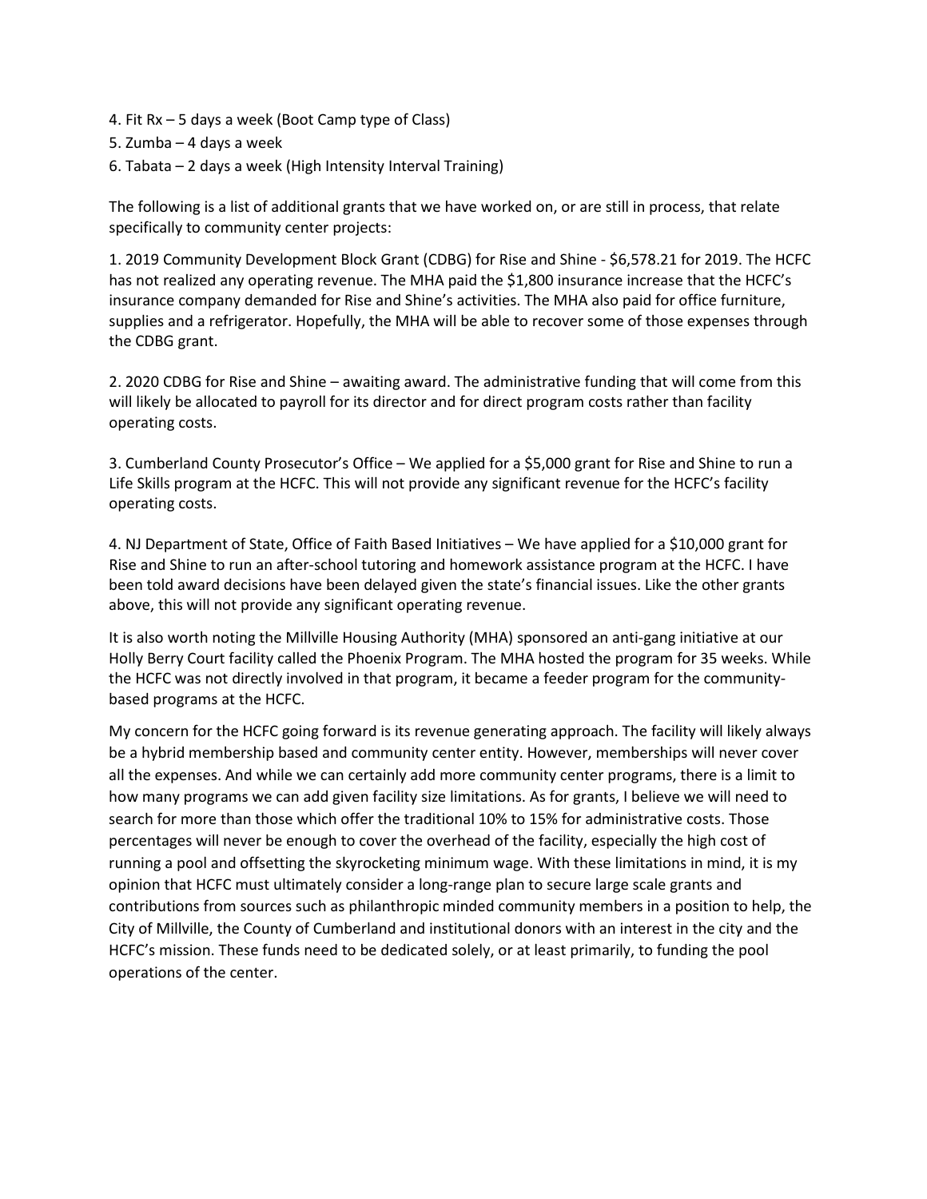4. Fit Rx – 5 days a week (Boot Camp type of Class)
5. Zumba – 4 days a week
6. Tabata – 2 days a week (High Intensity Interval Training)

The following is a list of additional grants that we have worked on, or are still in process, that relate specifically to community center projects:

1. 2019 Community Development Block Grant (CDBG) for Rise and Shine - $6,578.21 for 2019. The HCFC has not realized any operating revenue. The MHA paid the $1,800 insurance increase that the HCFC's insurance company demanded for Rise and Shine's activities. The MHA also paid for office furniture, supplies and a refrigerator. Hopefully, the MHA will be able to recover some of those expenses through the CDBG grant.

2. 2020 CDBG for Rise and Shine – awaiting award. The administrative funding that will come from this will likely be allocated to payroll for its director and for direct program costs rather than facility operating costs.

3. Cumberland County Prosecutor's Office – We applied for a $5,000 grant for Rise and Shine to run a Life Skills program at the HCFC. This will not provide any significant revenue for the HCFC's facility operating costs.

4. NJ Department of State, Office of Faith Based Initiatives – We have applied for a $10,000 grant for Rise and Shine to run an after-school tutoring and homework assistance program at the HCFC. I have been told award decisions have been delayed given the state's financial issues. Like the other grants above, this will not provide any significant operating revenue.

It is also worth noting the Millville Housing Authority (MHA) sponsored an anti-gang initiative at our Holly Berry Court facility called the Phoenix Program. The MHA hosted the program for 35 weeks. While the HCFC was not directly involved in that program, it became a feeder program for the community-based programs at the HCFC.

My concern for the HCFC going forward is its revenue generating approach. The facility will likely always be a hybrid membership based and community center entity. However, memberships will never cover all the expenses. And while we can certainly add more community center programs, there is a limit to how many programs we can add given facility size limitations. As for grants, I believe we will need to search for more than those which offer the traditional 10% to 15% for administrative costs. Those percentages will never be enough to cover the overhead of the facility, especially the high cost of running a pool and offsetting the skyrocketing minimum wage. With these limitations in mind, it is my opinion that HCFC must ultimately consider a long-range plan to secure large scale grants and contributions from sources such as philanthropic minded community members in a position to help, the City of Millville, the County of Cumberland and institutional donors with an interest in the city and the HCFC's mission. These funds need to be dedicated solely, or at least primarily, to funding the pool operations of the center.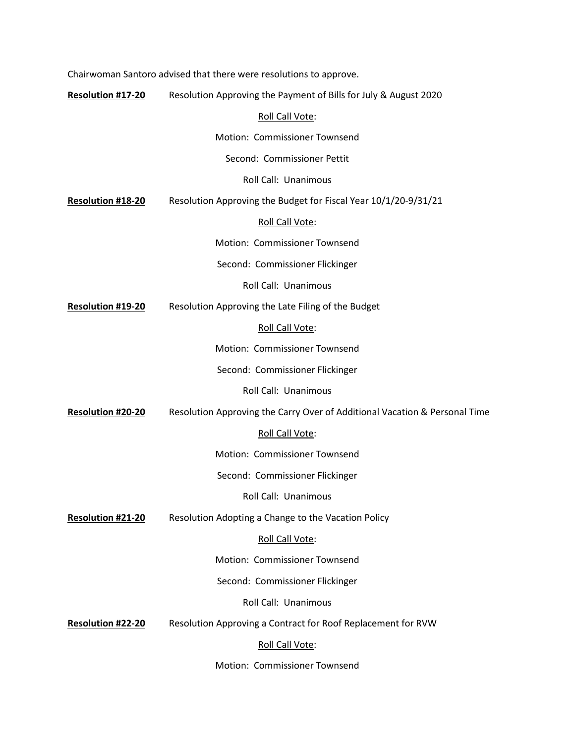Chairwoman Santoro advised that there were resolutions to approve.

**Resolution #17-20** Resolution Approving the Payment of Bills for July & August 2020

Roll Call Vote:

Motion: Commissioner Townsend

Second: Commissioner Pettit

Roll Call: Unanimous

**Resolution #18-20** Resolution Approving the Budget for Fiscal Year 10/1/20-9/31/21

Roll Call Vote:

Motion: Commissioner Townsend

Second: Commissioner Flickinger

Roll Call: Unanimous

**Resolution #19-20** Resolution Approving the Late Filing of the Budget

Roll Call Vote:

Motion: Commissioner Townsend

Second: Commissioner Flickinger

Roll Call: Unanimous

**Resolution #20-20** Resolution Approving the Carry Over of Additional Vacation & Personal Time

Roll Call Vote:

Motion: Commissioner Townsend

Second: Commissioner Flickinger

Roll Call: Unanimous

**Resolution #21-20** Resolution Adopting a Change to the Vacation Policy

Roll Call Vote:

Motion: Commissioner Townsend

Second: Commissioner Flickinger

Roll Call: Unanimous

**Resolution #22-20** Resolution Approving a Contract for Roof Replacement for RVW

Roll Call Vote:

Motion: Commissioner Townsend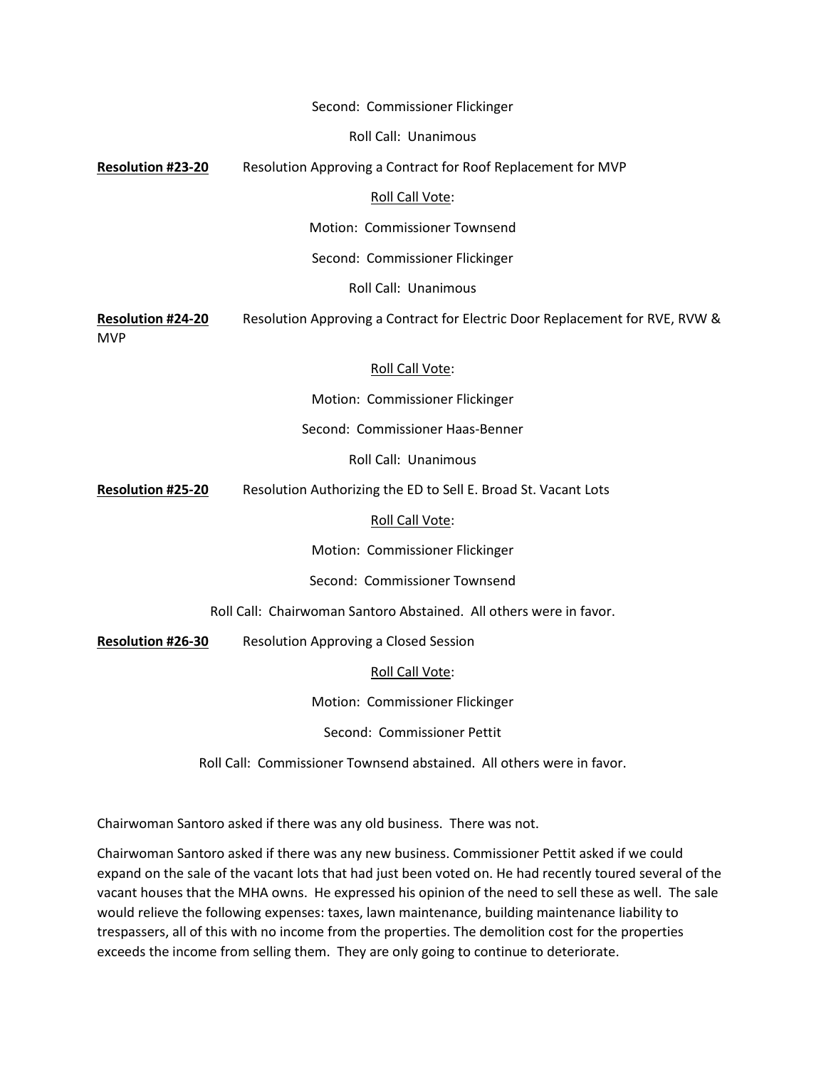Second: Commissioner Flickinger

Roll Call: Unanimous

**Resolution #23-20** Resolution Approving a Contract for Roof Replacement for MVP

Roll Call Vote:

Motion: Commissioner Townsend

Second: Commissioner Flickinger

Roll Call: Unanimous

**Resolution #24-20** Resolution Approving a Contract for Electric Door Replacement for RVE, RVW & MVP

Roll Call Vote:

Motion: Commissioner Flickinger

Second: Commissioner Haas-Benner

Roll Call: Unanimous

**Resolution #25-20** Resolution Authorizing the ED to Sell E. Broad St. Vacant Lots

Roll Call Vote:

Motion: Commissioner Flickinger

Second: Commissioner Townsend

Roll Call: Chairwoman Santoro Abstained. All others were in favor.

**Resolution #26-30** Resolution Approving a Closed Session

Roll Call Vote:

Motion: Commissioner Flickinger

Second: Commissioner Pettit

Roll Call: Commissioner Townsend abstained. All others were in favor.

Chairwoman Santoro asked if there was any old business. There was not.

Chairwoman Santoro asked if there was any new business. Commissioner Pettit asked if we could expand on the sale of the vacant lots that had just been voted on. He had recently toured several of the vacant houses that the MHA owns. He expressed his opinion of the need to sell these as well. The sale would relieve the following expenses: taxes, lawn maintenance, building maintenance liability to trespassers, all of this with no income from the properties. The demolition cost for the properties exceeds the income from selling them. They are only going to continue to deteriorate.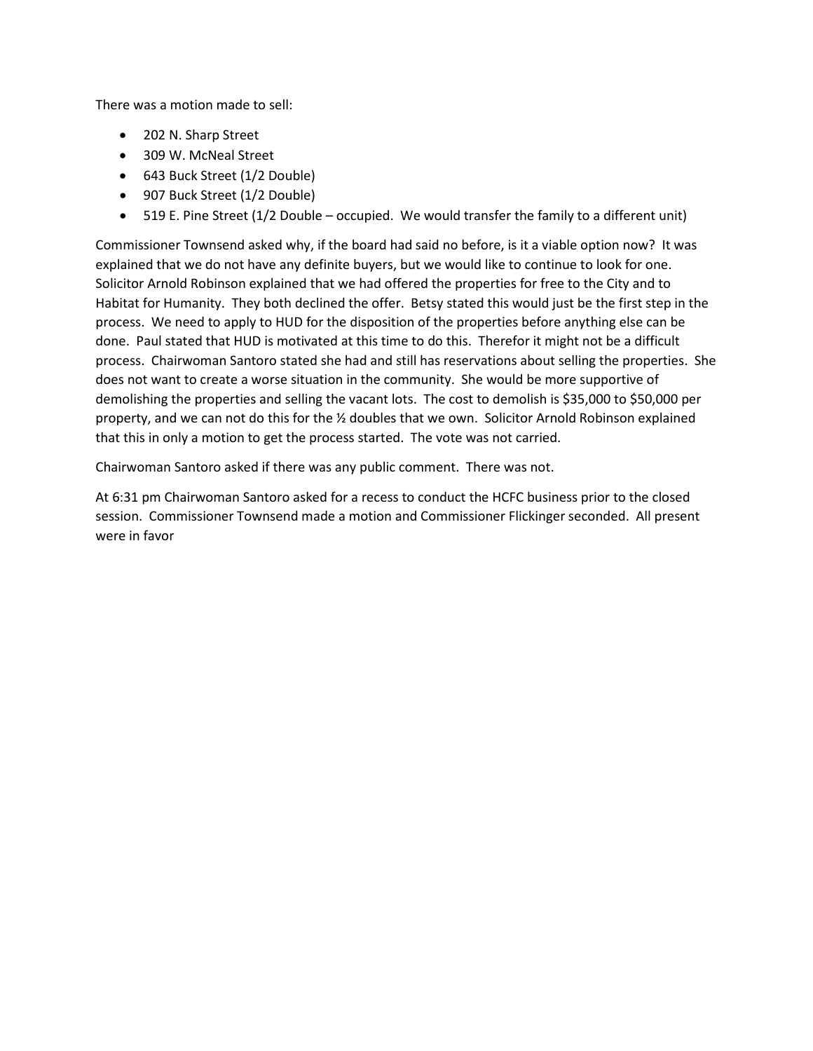There was a motion made to sell:

- 202 N. Sharp Street
- 309 W. McNeal Street
- 643 Buck Street (1/2 Double)
- 907 Buck Street (1/2 Double)
- 519 E. Pine Street (1/2 Double – occupied. We would transfer the family to a different unit)

Commissioner Townsend asked why, if the board had said no before, is it a viable option now? It was explained that we do not have any definite buyers, but we would like to continue to look for one. Solicitor Arnold Robinson explained that we had offered the properties for free to the City and to Habitat for Humanity. They both declined the offer. Betsy stated this would just be the first step in the process. We need to apply to HUD for the disposition of the properties before anything else can be done. Paul stated that HUD is motivated at this time to do this. Therefor it might not be a difficult process. Chairwoman Santoro stated she had and still has reservations about selling the properties. She does not want to create a worse situation in the community. She would be more supportive of demolishing the properties and selling the vacant lots. The cost to demolish is $35,000 to $50,000 per property, and we can not do this for the ½ doubles that we own. Solicitor Arnold Robinson explained that this in only a motion to get the process started. The vote was not carried.

Chairwoman Santoro asked if there was any public comment. There was not.

At 6:31 pm Chairwoman Santoro asked for a recess to conduct the HCFC business prior to the closed session. Commissioner Townsend made a motion and Commissioner Flickinger seconded. All present were in favor